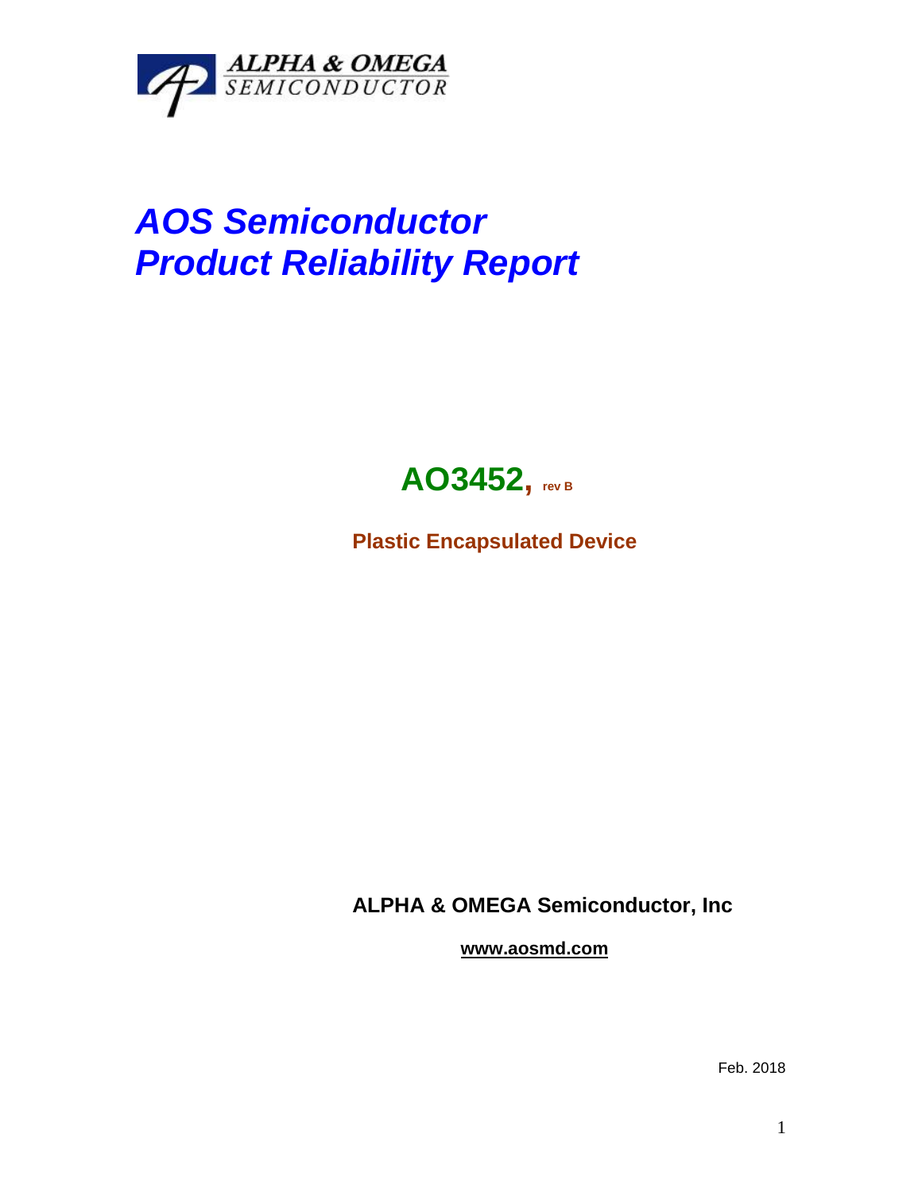ALPHA & OMEGA
SEMICONDUCTOR

# *AOS Semiconductor*
# *Product Reliability Report*

## **AO3452,** rev B

**Plastic Encapsulated Device**

**ALPHA & OMEGA Semiconductor, Inc**

**www.aosmd.com**

Feb. 2018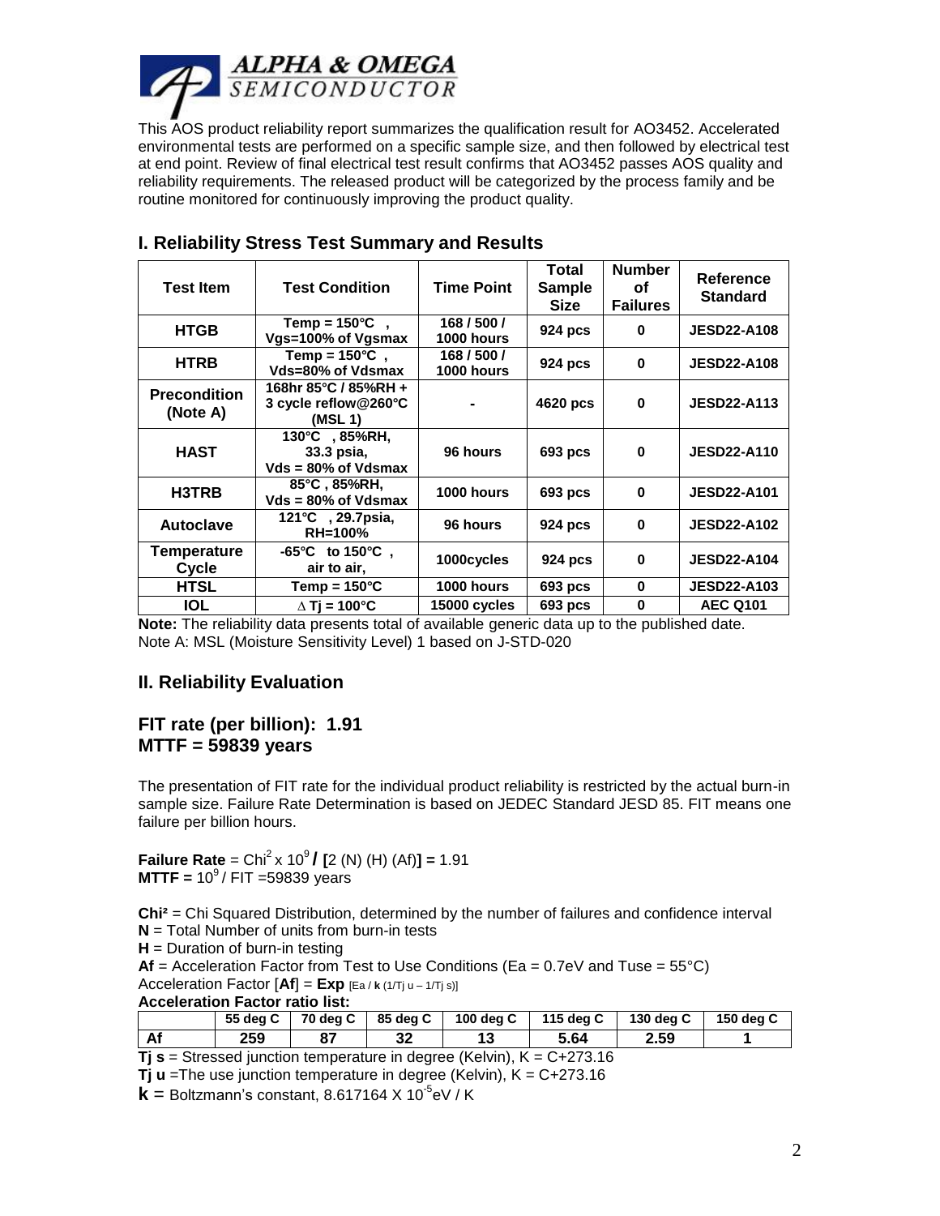**ALPHA & OMEGA SEMICONDUCTOR**

This AOS product reliability report summarizes the qualification result for AO3452. Accelerated environmental tests are performed on a specific sample size, and then followed by electrical test at end point. Review of final electrical test result confirms that AO3452 passes AOS quality and reliability requirements. The released product will be categorized by the process family and be routine monitored for continuously improving the product quality.

## I. Reliability Stress Test Summary and Results

| Test Item | Test Condition | Time Point | Total Sample Size | Number of Failures | Reference Standard |
|---|---|---|---|---|---|
| HTGB | Temp = 150°C , Vgs=100% of Vgsmax | 168 / 500 / 1000 hours | 924 pcs | 0 | JESD22-A108 |
| HTRB | Temp = 150°C , Vds=80% of Vdsmax | 168 / 500 / 1000 hours | 924 pcs | 0 | JESD22-A108 |
| Precondition (Note A) | 168hr 85°C / 85%RH + 3 cycle reflow@260°C (MSL 1) | - | 4620 pcs | 0 | JESD22-A113 |
| HAST | 130°C , 85%RH, 33.3 psia, Vds = 80% of Vdsmax | 96 hours | 693 pcs | 0 | JESD22-A110 |
| H3TRB | 85°C , 85%RH, Vds = 80% of Vdsmax | 1000 hours | 693 pcs | 0 | JESD22-A101 |
| Autoclave | 121°C , 29.7psia, RH=100% | 96 hours | 924 pcs | 0 | JESD22-A102 |
| Temperature Cycle | -65°C to 150°C , air to air, | 1000cycles | 924 pcs | 0 | JESD22-A104 |
| HTSL | Temp = 150°C | 1000 hours | 693 pcs | 0 | JESD22-A103 |
| IOL | $\Delta$ Tj = 100°C | 15000 cycles | 693 pcs | 0 | AEC Q101 |

**Note:** The reliability data presents total of available generic data up to the published date.
Note A: MSL (Moisture Sensitivity Level) 1 based on J-STD-020

## II. Reliability Evaluation

### FIT rate (per billion): 1.91
### MTTF = 59839 years

The presentation of FIT rate for the individual product reliability is restricted by the actual burn-in sample size. Failure Rate Determination is based on JEDEC Standard JESD 85. FIT means one failure per billion hours.

**Failure Rate** = $Chi^2 \times 10^9$ **/ [**2 (N) (H) (Af)**] =** 1.91
**MTTF =** $10^9$ / FIT =59839 years

**Chi²** = Chi Squared Distribution, determined by the number of failures and confidence interval
**N** = Total Number of units from burn-in tests
**H** = Duration of burn-in testing
**Af** = Acceleration Factor from Test to Use Conditions (Ea = 0.7eV and Tuse = 55°C)
Acceleration Factor [**Af**] = **Exp** [Ea / **k** (1/Tj u – 1/Tj s)]

**Acceleration Factor ratio list:**

| | 55 deg C | 70 deg C | 85 deg C | 100 deg C | 115 deg C | 130 deg C | 150 deg C |
|---|---|---|---|---|---|---|---|
| Af | 259 | 87 | 32 | 13 | 5.64 | 2.59 | 1 |

**Tj s** = Stressed junction temperature in degree (Kelvin), K = C+273.16
**Tj u** =The use junction temperature in degree (Kelvin), K = C+273.16
**k** = Boltzmann's constant, 8.617164 X $10^{-5}$eV / K